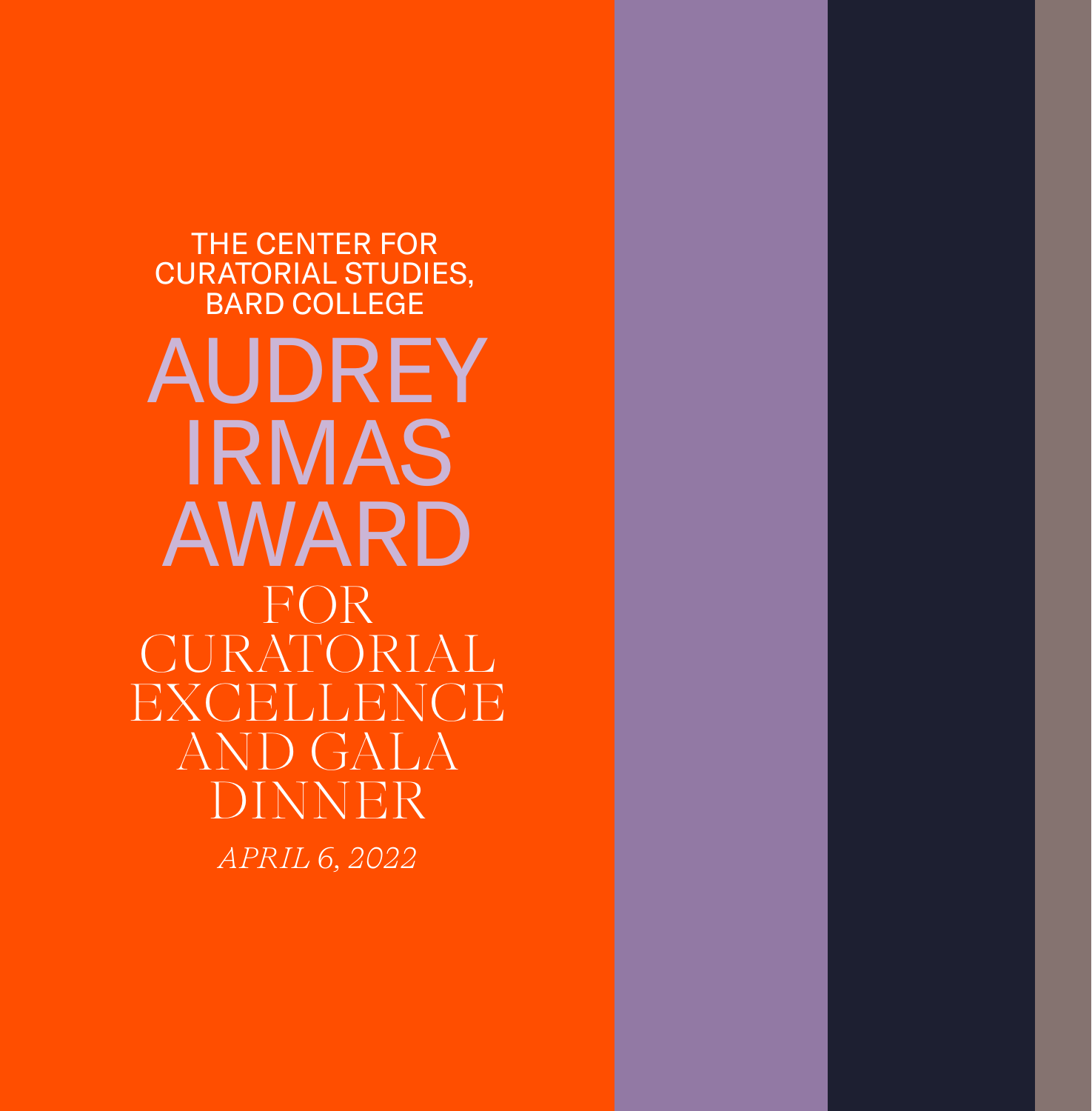THE CENTER FOR CURATORIAL STUDIES, BARD COLLEGE

# AUDREY IRMAS AWARD

## FOR CURATORIAL EXCELLENCE AND GALA DINNER

*APRIL 6, 2022*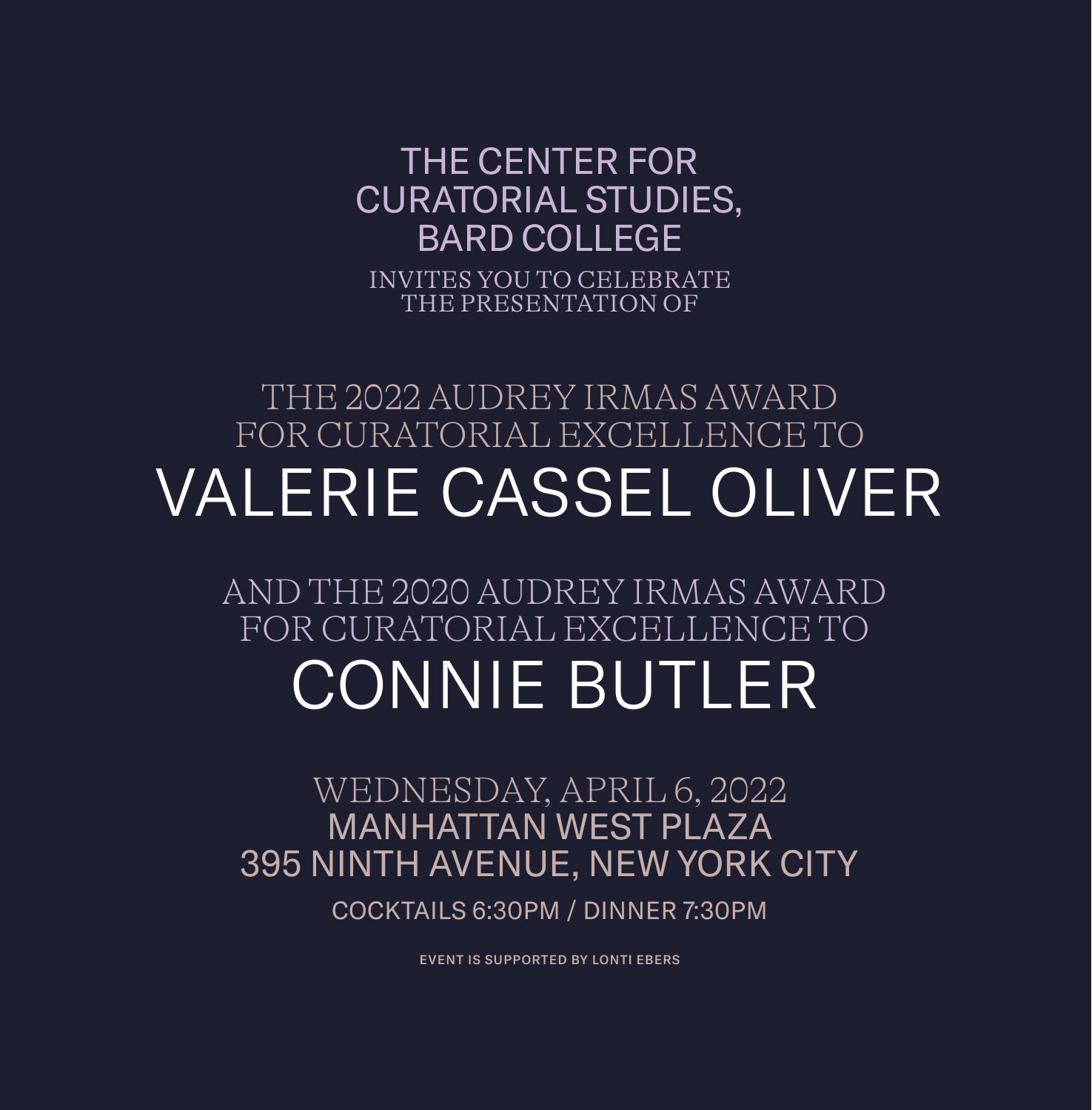THE CENTER FOR CURATORIAL STUDIES, BARD COLLEGE

INVITES YOU TO CELEBRATE THE PRESENTATION OF

THE 2022 AUDREY IRMAS AWARD FOR CURATORIAL EXCELLENCE TO

# VALERIE CASSEL OLIVER

AND THE 2020 AUDREY IRMAS AWARD FOR CURATORIAL EXCELLENCE TO

# CONNIE BUTLER

WEDNESDAY, APRIL 6, 2022

MANHATTAN WEST PLAZA

395 NINTH AVENUE, NEW YORK CITY

COCKTAILS 6:30PM / DINNER 7:30PM

EVENT IS SUPPORTED BY LONTI EBERS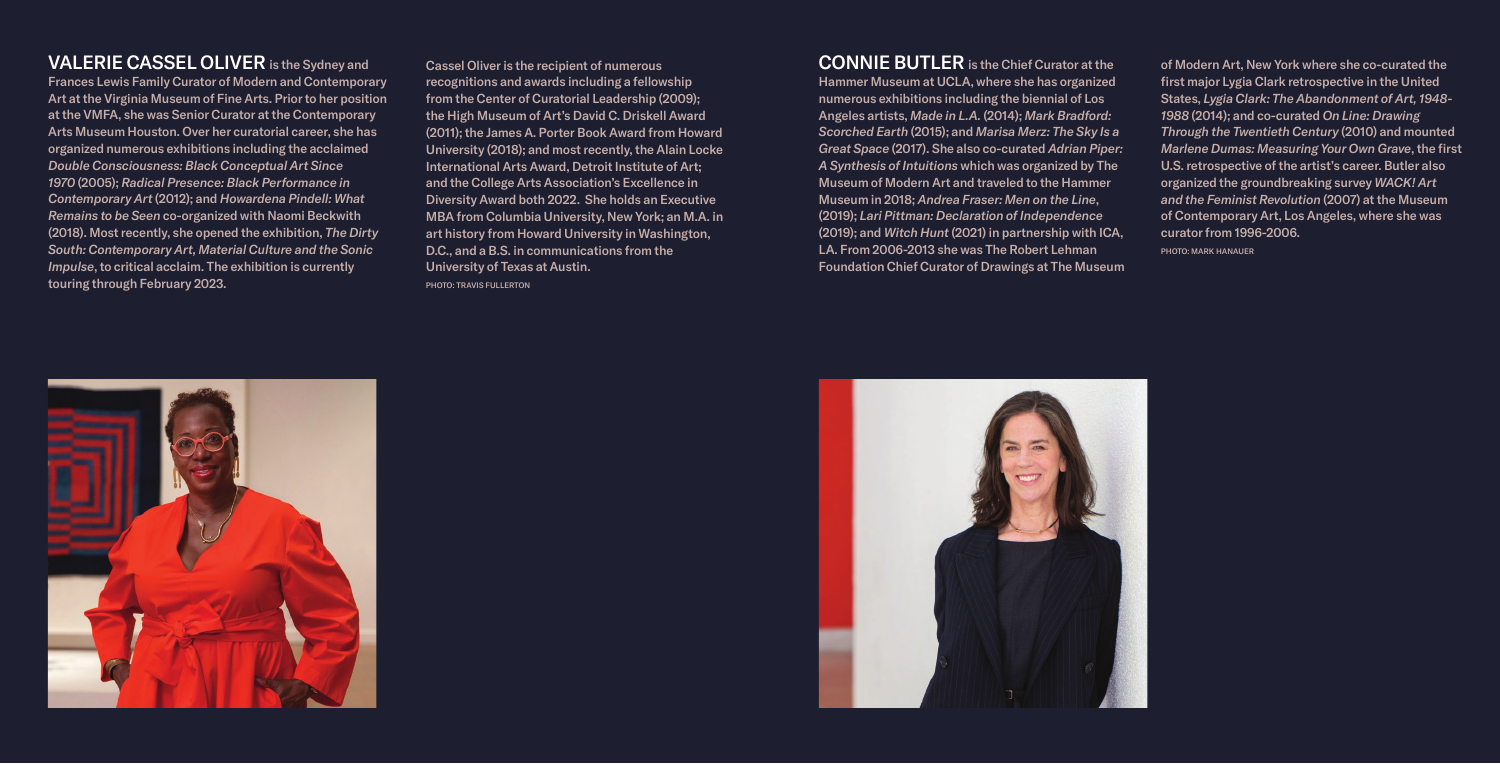**VALERIE CASSEL OLIVER** is the Sydney and Frances Lewis Family Curator of Modern and Contemporary Art at the Virginia Museum of Fine Arts. Prior to her position at the VMFA, she was Senior Curator at the Contemporary Arts Museum Houston. Over her curatorial career, she has organized numerous exhibitions including the acclaimed *Double Consciousness: Black Conceptual Art Since 1970* (2005); *Radical Presence: Black Performance in Contemporary Art* (2012); and *Howardena Pindell: What Remains to be Seen* co-organized with Naomi Beckwith (2018). Most recently, she opened the exhibition, *The Dirty South: Contemporary Art, Material Culture and the Sonic Impulse*, to critical acclaim. The exhibition is currently touring through February 2023.

Cassel Oliver is the recipient of numerous recognitions and awards including a fellowship from the Center of Curatorial Leadership (2009); the High Museum of Art's David C. Driskell Award (2011); the James A. Porter Book Award from Howard University (2018); and most recently, the Alain Locke International Arts Award, Detroit Institute of Art; and the College Arts Association's Excellence in Diversity Award both 2022. She holds an Executive MBA from Columbia University, New York; an M.A. in art history from Howard University in Washington, D.C., and a B.S. in communications from the University of Texas at Austin.

PHOTO: TRAVIS FULLERTON

**CONNIE BUTLER** is the Chief Curator at the Hammer Museum at UCLA, where she has organized numerous exhibitions including the biennial of Los Angeles artists, *Made in L.A.* (2014); *Mark Bradford: Scorched Earth* (2015); and *Marisa Merz: The Sky Is a Great Space* (2017). She also co-curated *Adrian Piper: A Synthesis of Intuitions* which was organized by The Museum of Modern Art and traveled to the Hammer Museum in 2018; *Andrea Fraser: Men on the Line*, (2019); *Lari Pittman: Declaration of Independence* (2019); and *Witch Hunt* (2021) in partnership with ICA, LA. From 2006-2013 she was The Robert Lehman Foundation Chief Curator of Drawings at The Museum of Modern Art, New York where she co-curated the first major Lygia Clark retrospective in the United States, *Lygia Clark: The Abandonment of Art, 1948-1988* (2014); and co-curated *On Line: Drawing Through the Twentieth Century* (2010) and mounted *Marlene Dumas: Measuring Your Own Grave*, the first U.S. retrospective of the artist's career. Butler also organized the groundbreaking survey *WACK! Art and the Feminist Revolution* (2007) at the Museum of Contemporary Art, Los Angeles, where she was curator from 1996-2006.

PHOTO: MARK HANAUER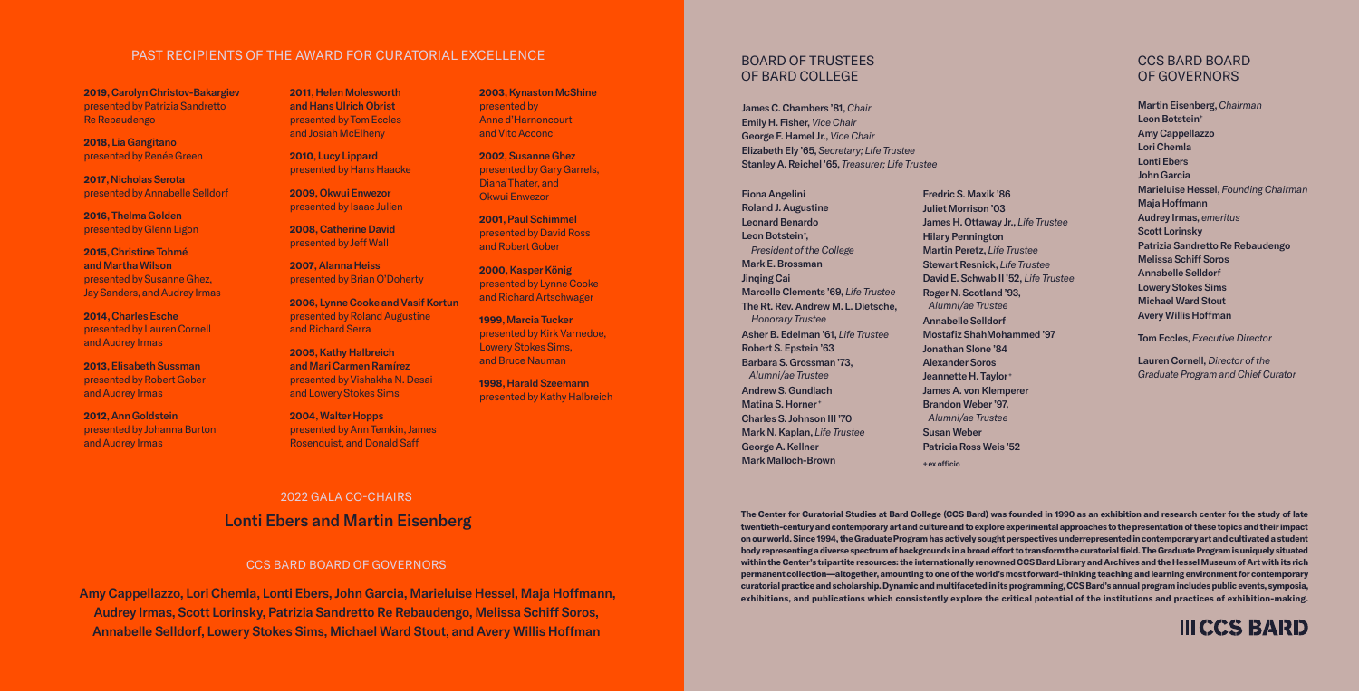## PAST RECIPIENTS OF THE AWARD FOR CURATORIAL EXCELLENCE

**2019, Carolyn Christov-Bakargiev**
presented by Patrizia Sandretto Re Rebaudengo

**2018, Lia Gangitano**
presented by Renée Green

**2017, Nicholas Serota**
presented by Annabelle Selldorf

**2016, Thelma Golden**
presented by Glenn Ligon

**2015, Christine Tohmé and Martha Wilson**
presented by Susanne Ghez, Jay Sanders, and Audrey Irmas

**2014, Charles Esche**
presented by Lauren Cornell and Audrey Irmas

**2013, Elisabeth Sussman**
presented by Robert Gober and Audrey Irmas

**2012, Ann Goldstein**
presented by Johanna Burton and Audrey Irmas

**2011, Helen Molesworth and Hans Ulrich Obrist**
presented by Tom Eccles and Josiah McElheny

**2010, Lucy Lippard**
presented by Hans Haacke

**2009, Okwui Enwezor**
presented by Isaac Julien

**2008, Catherine David**
presented by Jeff Wall

**2007, Alanna Heiss**
presented by Brian O'Doherty

**2006, Lynne Cooke and Vasif Kortun**
presented by Roland Augustine and Richard Serra

**2005, Kathy Halbreich and Mari Carmen Ramírez**
presented by Vishakha N. Desai and Lowery Stokes Sims

**2004, Walter Hopps**
presented by Ann Temkin, James Rosenquist, and Donald Saff

**2003, Kynaston McShine**
presented by Anne d'Harnoncourt and Vito Acconci

**2002, Susanne Ghez**
presented by Gary Garrels, Diana Thater, and Okwui Enwezor

**2001, Paul Schimmel**
presented by David Ross and Robert Gober

**2000, Kasper König**
presented by Lynne Cooke and Richard Artschwager

**1999, Marcia Tucker**
presented by Kirk Varnedoe, Lowery Stokes Sims, and Bruce Nauman

**1998, Harald Szeemann**
presented by Kathy Halbreich

## 2022 GALA CO-CHAIRS

**Lonti Ebers and Martin Eisenberg**

## CCS BARD BOARD OF GOVERNORS

**Amy Cappellazzo, Lori Chemla, Lonti Ebers, John Garcia, Marieluise Hessel, Maja Hoffmann, Audrey Irmas, Scott Lorinsky, Patrizia Sandretto Re Rebaudengo, Melissa Schiff Soros, Annabelle Selldorf, Lowery Stokes Sims, Michael Ward Stout, and Avery Willis Hoffman**

## BOARD OF TRUSTEES OF BARD COLLEGE

**James C. Chambers '81,** *Chair*
**Emily H. Fisher,** *Vice Chair*
**George F. Hamel Jr.,** *Vice Chair*
**Elizabeth Ely '65,** *Secretary; Life Trustee*
**Stanley A. Reichel '65,** *Treasurer; Life Trustee*

**Fiona Angelini**
**Roland J. Augustine**
**Leonard Benardo**
**Leon Botstein+,**
*President of the College*
**Mark E. Brossman**
**Jinqing Cai**
**Marcelle Clements '69,** *Life Trustee*
**The Rt. Rev. Andrew M. L. Dietsche,**
*Honorary Trustee*
**Asher B. Edelman '61,** *Life Trustee*
**Robert S. Epstein '63**
**Barbara S. Grossman '73,**
*Alumni/ae Trustee*
**Andrew S. Gundlach**
**Matina S. Horner+**
**Charles S. Johnson III '70**
**Mark N. Kaplan,** *Life Trustee*
**George A. Kellner**
**Mark Malloch-Brown**
**Fredric S. Maxik '86**
**Juliet Morrison '03**
**James H. Ottaway Jr.,** *Life Trustee*
**Hilary Pennington**
**Martin Peretz,** *Life Trustee*
**Stewart Resnick,** *Life Trustee*
**David E. Schwab II '52,** *Life Trustee*
**Roger N. Scotland '93,**
*Alumni/ae Trustee*
**Annabelle Selldorf**
**Mostafiz ShahMohammed '97**
**Jonathan Slone '84**
**Alexander Soros**
**Jeannette H. Taylor+**
**James A. von Klemperer**
**Brandon Weber '97,**
*Alumni/ae Trustee*
**Susan Weber**
**Patricia Ross Weis '52**

+ex officio

## CCS BARD BOARD OF GOVERNORS

**Martin Eisenberg,** *Chairman*
**Leon Botstein+**
**Amy Cappellazzo**
**Lori Chemla**
**Lonti Ebers**
**John Garcia**
**Marieluise Hessel,** *Founding Chairman*
**Maja Hoffmann**
**Audrey Irmas,** *emeritus*
**Scott Lorinsky**
**Patrizia Sandretto Re Rebaudengo**
**Melissa Schiff Soros**
**Annabelle Selldorf**
**Lowery Stokes Sims**
**Michael Ward Stout**
**Avery Willis Hoffman**

**Tom Eccles,** *Executive Director*

**Lauren Cornell,** *Director of the Graduate Program and Chief Curator*

**The Center for Curatorial Studies at Bard College (CCS Bard) was founded in 1990 as an exhibition and research center for the study of late twentieth-century and contemporary art and culture and to explore experimental approaches to the presentation of these topics and their impact on our world. Since 1994, the Graduate Program has actively sought perspectives underrepresented in contemporary art and cultivated a student body representing a diverse spectrum of backgrounds in a broad effort to transform the curatorial field. The Graduate Program is uniquely situated within the Center's tripartite resources: the internationally renowned CCS Bard Library and Archives and the Hessel Museum of Art with its rich permanent collection—altogether, amounting to one of the world's most forward-thinking teaching and learning environment for contemporary curatorial practice and scholarship. Dynamic and multifaceted in its programming, CCS Bard's annual program includes public events, symposia, exhibitions, and publications which consistently explore the critical potential of the institutions and practices of exhibition-making.**

**CCS BARD**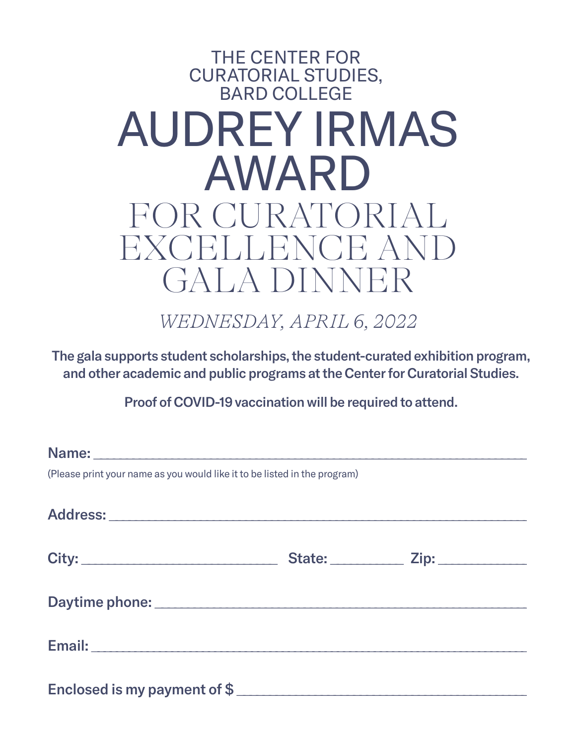THE CENTER FOR CURATORIAL STUDIES, BARD COLLEGE

# AUDREY IRMAS AWARD

## FOR CURATORIAL EXCELLENCE AND GALA DINNER

*WEDNESDAY, APRIL 6, 2022*

**The gala supports student scholarships, the student-curated exhibition program, and other academic and public programs at the Center for Curatorial Studies.**

**Proof of COVID-19 vaccination will be required to attend.**

**Name:** ____________________________________________

(Please print your name as you would like it to be listed in the program)

**Address:** ____________________________________________

**City:** ____________________ **State:** __________ **Zip:** ____________

**Daytime phone:** ____________________________________________

**Email:** ____________________________________________

**Enclosed is my payment of $** ______________________________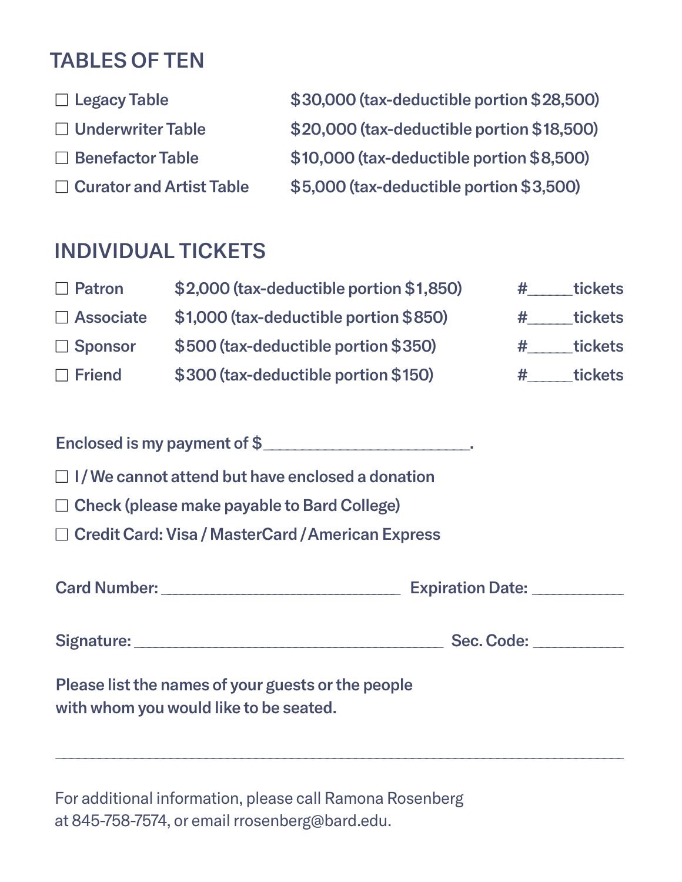## TABLES OF TEN

| | |
|---|---|
| ☐ Legacy Table | $30,000 (tax-deductible portion $28,500) |
| ☐ Underwriter Table | $20,000 (tax-deductible portion $18,500) |
| ☐ Benefactor Table | $10,000 (tax-deductible portion $8,500) |
| ☐ Curator and Artist Table | $5,000 (tax-deductible portion $3,500) |

## INDIVIDUAL TICKETS

| | | |
|---|---|---|
| ☐ Patron | $2,000 (tax-deductible portion $1,850) | #_____tickets |
| ☐ Associate | $1,000 (tax-deductible portion $850) | #_____tickets |
| ☐ Sponsor | $500 (tax-deductible portion $350) | #_____tickets |
| ☐ Friend | $300 (tax-deductible portion $150) | #_____tickets |

Enclosed is my payment of $________________________.

☐ I / We cannot attend but have enclosed a donation

☐ Check (please make payable to Bard College)

☐ Credit Card: Visa / MasterCard / American Express

Card Number: ______________________________ Expiration Date: ___________

Signature: ______________________________________ Sec. Code: ___________

Please list the names of your guests or the people with whom you would like to be seated.

_______________________________________________________________________

For additional information, please call Ramona Rosenberg at 845-758-7574, or email rrosenberg@bard.edu.